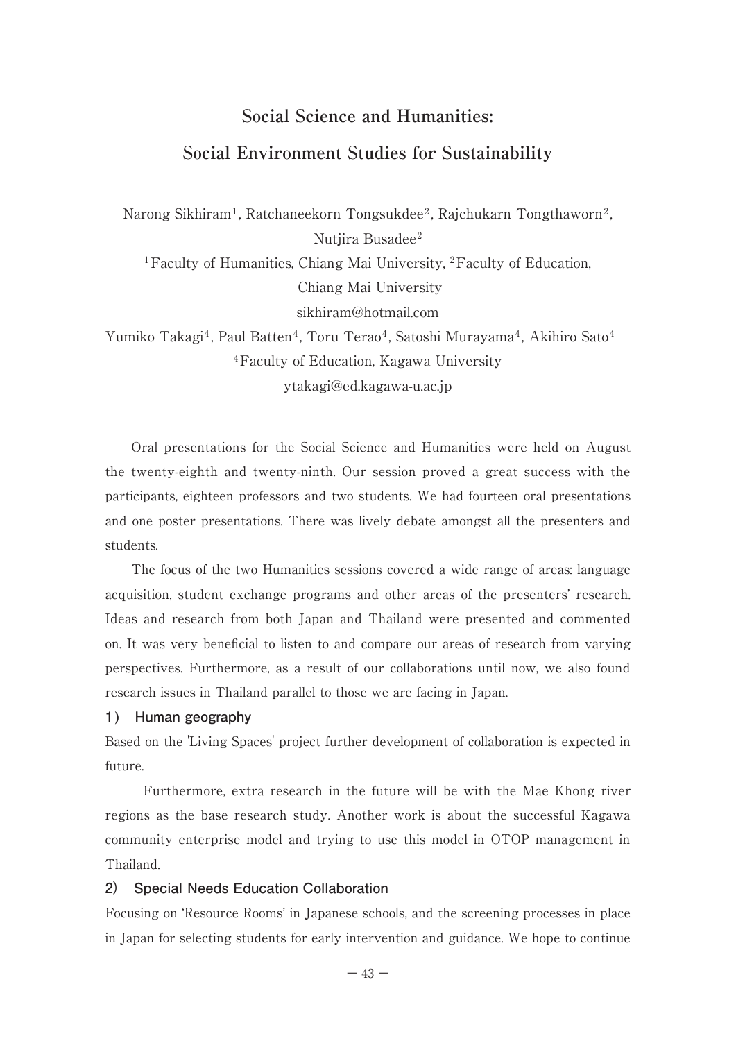# Social Science and Humanities:
# Social Environment Studies for Sustainability

Narong Sikhiram[1], Ratchaneekorn Tongsukdee[2], Rajchukarn Tongthaworn[2], Nutjira Busadee[2]

[1]Faculty of Humanities, Chiang Mai University, [2]Faculty of Education, Chiang Mai University

sikhiram@hotmail.com

Yumiko Takagi[4], Paul Batten[4], Toru Terao[4], Satoshi Murayama[4], Akihiro Sato[4]

[4]Faculty of Education, Kagawa University

ytakagi@ed.kagawa-u.ac.jp

Oral presentations for the Social Science and Humanities were held on August the twenty-eighth and twenty-ninth. Our session proved a great success with the participants, eighteen professors and two students. We had fourteen oral presentations and one poster presentations. There was lively debate amongst all the presenters and students.

The focus of the two Humanities sessions covered a wide range of areas: language acquisition, student exchange programs and other areas of the presenters' research. Ideas and research from both Japan and Thailand were presented and commented on. It was very beneficial to listen to and compare our areas of research from varying perspectives. Furthermore, as a result of our collaborations until now, we also found research issues in Thailand parallel to those we are facing in Japan.

### 1) Human geography

Based on the 'Living Spaces' project further development of collaboration is expected in future.

Furthermore, extra research in the future will be with the Mae Khong river regions as the base research study. Another work is about the successful Kagawa community enterprise model and trying to use this model in OTOP management in Thailand.

### 2) Special Needs Education Collaboration

Focusing on 'Resource Rooms' in Japanese schools, and the screening processes in place in Japan for selecting students for early intervention and guidance. We hope to continue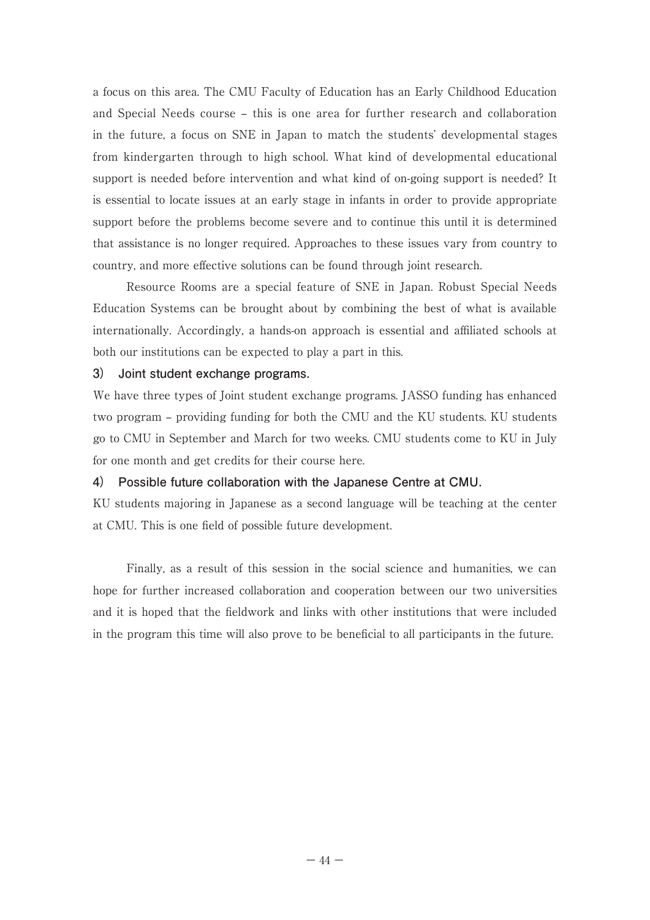a focus on this area. The CMU Faculty of Education has an Early Childhood Education and Special Needs course – this is one area for further research and collaboration in the future, a focus on SNE in Japan to match the students' developmental stages from kindergarten through to high school. What kind of developmental educational support is needed before intervention and what kind of on-going support is needed? It is essential to locate issues at an early stage in infants in order to provide appropriate support before the problems become severe and to continue this until it is determined that assistance is no longer required. Approaches to these issues vary from country to country, and more effective solutions can be found through joint research.

Resource Rooms are a special feature of SNE in Japan. Robust Special Needs Education Systems can be brought about by combining the best of what is available internationally. Accordingly, a hands-on approach is essential and affiliated schools at both our institutions can be expected to play a part in this.

**3) Joint student exchange programs.**

We have three types of Joint student exchange programs. JASSO funding has enhanced two program – providing funding for both the CMU and the KU students. KU students go to CMU in September and March for two weeks. CMU students come to KU in July for one month and get credits for their course here.

**4) Possible future collaboration with the Japanese Centre at CMU.**

KU students majoring in Japanese as a second language will be teaching at the center at CMU. This is one field of possible future development.

Finally, as a result of this session in the social science and humanities, we can hope for further increased collaboration and cooperation between our two universities and it is hoped that the fieldwork and links with other institutions that were included in the program this time will also prove to be beneficial to all participants in the future.